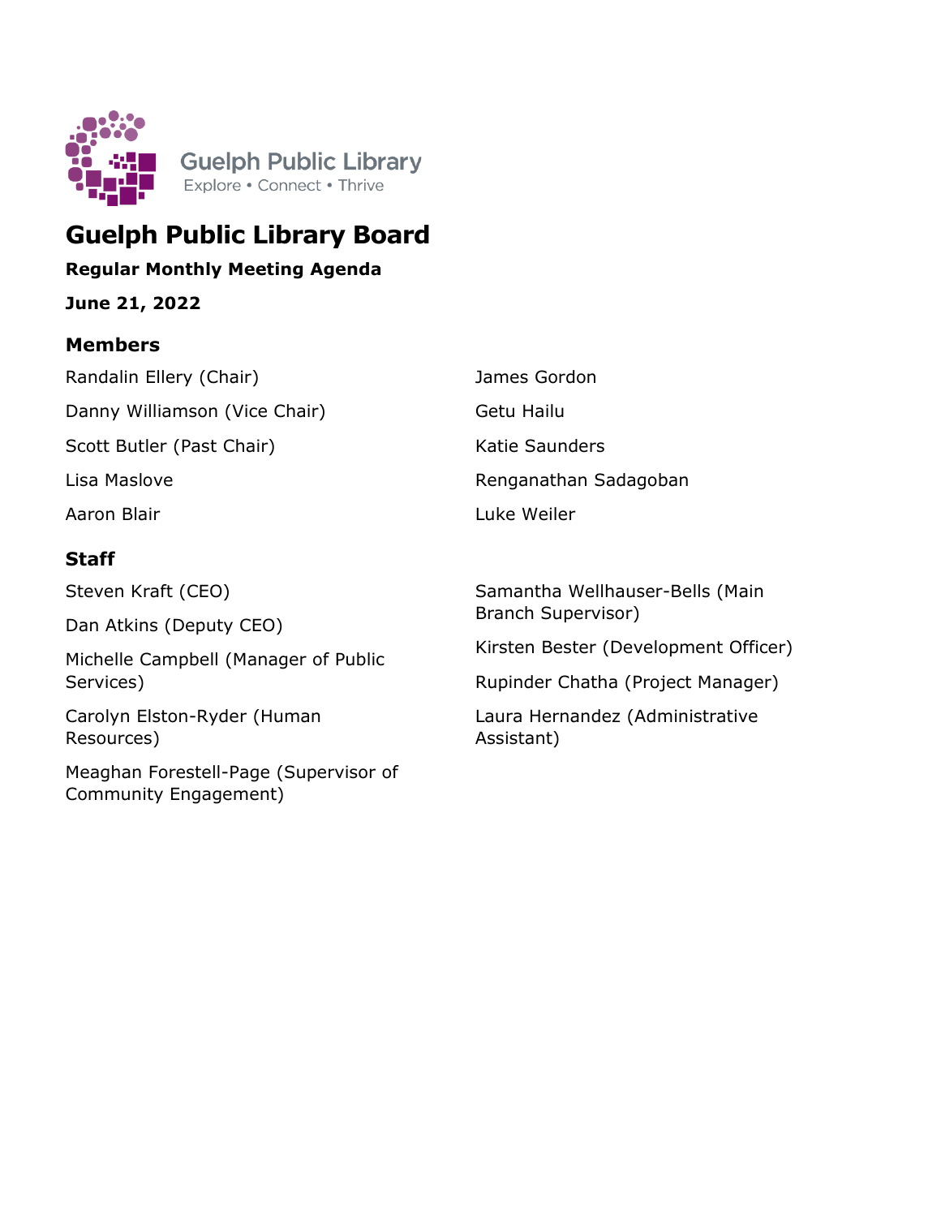Guelph Public Library
Explore • Connect • Thrive

# Guelph Public Library Board

**Regular Monthly Meeting Agenda**

**June 21, 2022**

## Members

Randalin Ellery (Chair)

Danny Williamson (Vice Chair)

Scott Butler (Past Chair)

Lisa Maslove

Aaron Blair

James Gordon

Getu Hailu

Katie Saunders

Renganathan Sadagoban

Luke Weiler

## Staff

Steven Kraft (CEO)

Dan Atkins (Deputy CEO)

Michelle Campbell (Manager of Public Services)

Carolyn Elston-Ryder (Human Resources)

Meaghan Forestell-Page (Supervisor of Community Engagement)

Samantha Wellhauser-Bells (Main Branch Supervisor)

Kirsten Bester (Development Officer)

Rupinder Chatha (Project Manager)

Laura Hernandez (Administrative Assistant)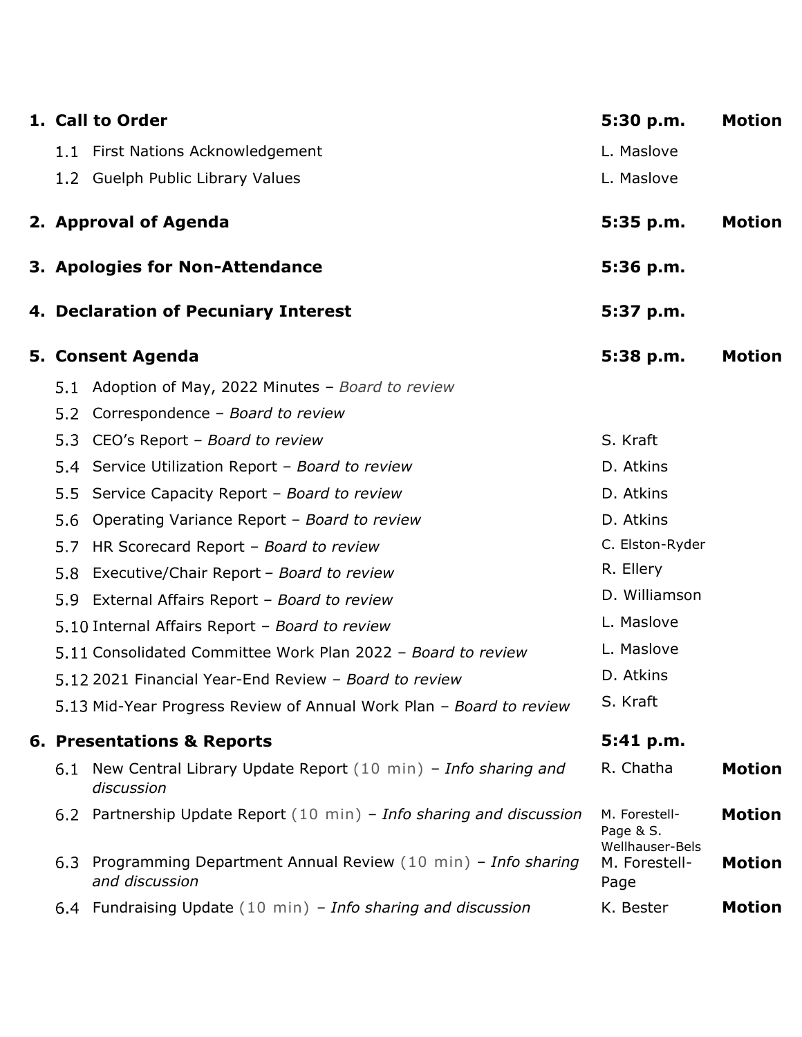| | Item | Presenter | Time | Action |
|---|---|---|---|---|
| **1.** | **Call to Order** | | **5:30 p.m.** | **Motion** |
| 1.1 | First Nations Acknowledgement | L. Maslove | | |
| 1.2 | Guelph Public Library Values | L. Maslove | | |
| **2.** | **Approval of Agenda** | | **5:35 p.m.** | **Motion** |
| **3.** | **Apologies for Non-Attendance** | | **5:36 p.m.** | |
| **4.** | **Declaration of Pecuniary Interest** | | **5:37 p.m.** | |
| **5.** | **Consent Agenda** | | **5:38 p.m.** | **Motion** |
| 5.1 | Adoption of May, 2022 Minutes – *Board to review* | | | |
| 5.2 | Correspondence – *Board to review* | | | |
| 5.3 | CEO's Report – *Board to review* | S. Kraft | | |
| 5.4 | Service Utilization Report – *Board to review* | D. Atkins | | |
| 5.5 | Service Capacity Report – *Board to review* | D. Atkins | | |
| 5.6 | Operating Variance Report – *Board to review* | D. Atkins | | |
| 5.7 | HR Scorecard Report – *Board to review* | C. Elston-Ryder | | |
| 5.8 | Executive/Chair Report – *Board to review* | R. Ellery | | |
| 5.9 | External Affairs Report – *Board to review* | D. Williamson | | |
| 5.10 | Internal Affairs Report – *Board to review* | L. Maslove | | |
| 5.11 | Consolidated Committee Work Plan 2022 – *Board to review* | L. Maslove | | |
| 5.12 | 2021 Financial Year-End Review – *Board to review* | D. Atkins | | |
| 5.13 | Mid-Year Progress Review of Annual Work Plan – *Board to review* | S. Kraft | | |
| **6.** | **Presentations & Reports** | | **5:41 p.m.** | |
| 6.1 | New Central Library Update Report (10 min) – *Info sharing and discussion* | R. Chatha | | **Motion** |
| 6.2 | Partnership Update Report (10 min) – *Info sharing and discussion* | M. Forestell-Page & S. Wellhauser-Bels | | **Motion** |
| 6.3 | Programming Department Annual Review (10 min) – *Info sharing and discussion* | M. Forestell-Page | | **Motion** |
| 6.4 | Fundraising Update (10 min) – *Info sharing and discussion* | K. Bester | | **Motion** |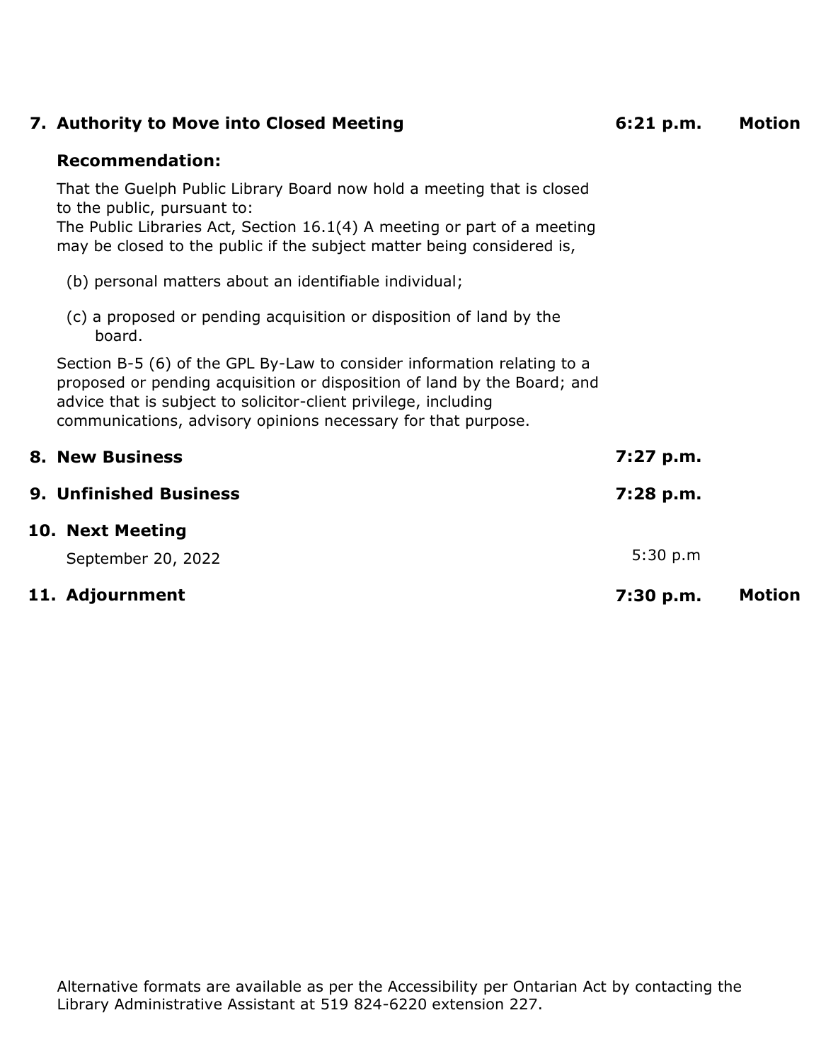**7. Authority to Move into Closed Meeting** **6:21 p.m.** **Motion**

**Recommendation:**

That the Guelph Public Library Board now hold a meeting that is closed to the public, pursuant to:
The Public Libraries Act, Section 16.1(4) A meeting or part of a meeting may be closed to the public if the subject matter being considered is,

(b) personal matters about an identifiable individual;

(c) a proposed or pending acquisition or disposition of land by the board.

Section B-5 (6) of the GPL By-Law to consider information relating to a proposed or pending acquisition or disposition of land by the Board; and advice that is subject to solicitor-client privilege, including communications, advisory opinions necessary for that purpose.

**8. New Business** **7:27 p.m.**

**9. Unfinished Business** **7:28 p.m.**

**10. Next Meeting**

September 20, 2022 5:30 p.m

**11. Adjournment** **7:30 p.m.** **Motion**

Alternative formats are available as per the Accessibility per Ontarian Act by contacting the Library Administrative Assistant at 519 824-6220 extension 227.